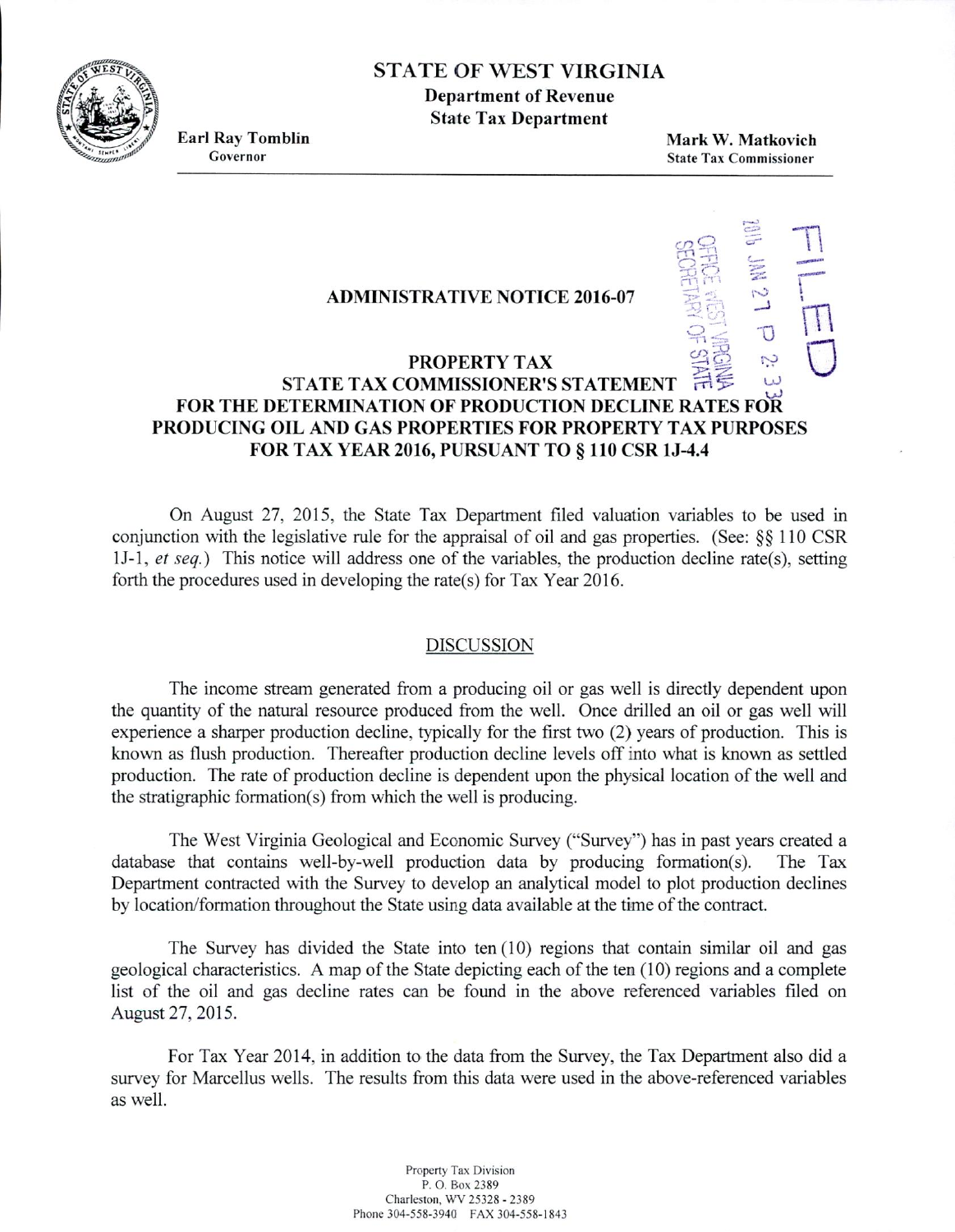# STATE OF WEST VIRGINIA

**Department of Revenue**
**State Tax Department**

**Earl Ray Tomblin**
Governor

**Mark W. Matkovich**
State Tax Commissioner

FILED
2016 JAN 27 P 2: 33
OFFICE WEST VIRGINIA SECRETARY OF STATE

## ADMINISTRATIVE NOTICE 2016-07

## PROPERTY TAX
## STATE TAX COMMISSIONER'S STATEMENT FOR THE DETERMINATION OF PRODUCTION DECLINE RATES FOR PRODUCING OIL AND GAS PROPERTIES FOR PROPERTY TAX PURPOSES FOR TAX YEAR 2016, PURSUANT TO § 110 CSR 1J-4.4

On August 27, 2015, the State Tax Department filed valuation variables to be used in conjunction with the legislative rule for the appraisal of oil and gas properties. (See: §§ 110 CSR 1J-1, *et seq.*) This notice will address one of the variables, the production decline rate(s), setting forth the procedures used in developing the rate(s) for Tax Year 2016.

### DISCUSSION

The income stream generated from a producing oil or gas well is directly dependent upon the quantity of the natural resource produced from the well. Once drilled an oil or gas well will experience a sharper production decline, typically for the first two (2) years of production. This is known as flush production. Thereafter production decline levels off into what is known as settled production. The rate of production decline is dependent upon the physical location of the well and the stratigraphic formation(s) from which the well is producing.

The West Virginia Geological and Economic Survey ("Survey") has in past years created a database that contains well-by-well production data by producing formation(s). The Tax Department contracted with the Survey to develop an analytical model to plot production declines by location/formation throughout the State using data available at the time of the contract.

The Survey has divided the State into ten (10) regions that contain similar oil and gas geological characteristics. A map of the State depicting each of the ten (10) regions and a complete list of the oil and gas decline rates can be found in the above referenced variables filed on August 27, 2015.

For Tax Year 2014, in addition to the data from the Survey, the Tax Department also did a survey for Marcellus wells. The results from this data were used in the above-referenced variables as well.

Property Tax Division
P. O. Box 2389
Charleston, WV 25328 - 2389
Phone 304-558-3940 FAX 304-558-1843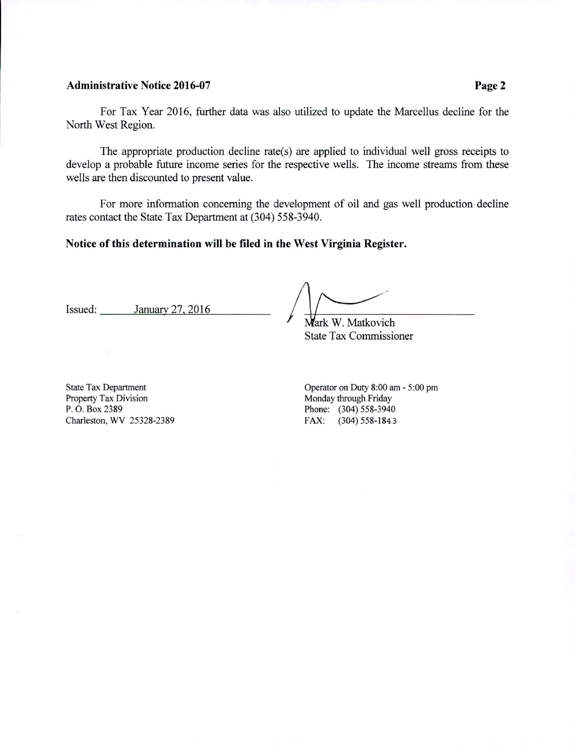For Tax Year 2016, further data was also utilized to update the Marcellus decline for the North West Region.

The appropriate production decline rate(s) are applied to individual well gross receipts to develop a probable future income series for the respective wells. The income streams from these wells are then discounted to present value.

For more information concerning the development of oil and gas well production decline rates contact the State Tax Department at (304) 558-3940.

**Notice of this determination will be filed in the West Virginia Register.**

Issued: January 27, 2016

Mark W. Matkovich
State Tax Commissioner

State Tax Department
Property Tax Division
P. O. Box 2389
Charleston, WV 25328-2389

Operator on Duty 8:00 am - 5:00 pm
Monday through Friday
Phone: (304) 558-3940
FAX: (304) 558-1843